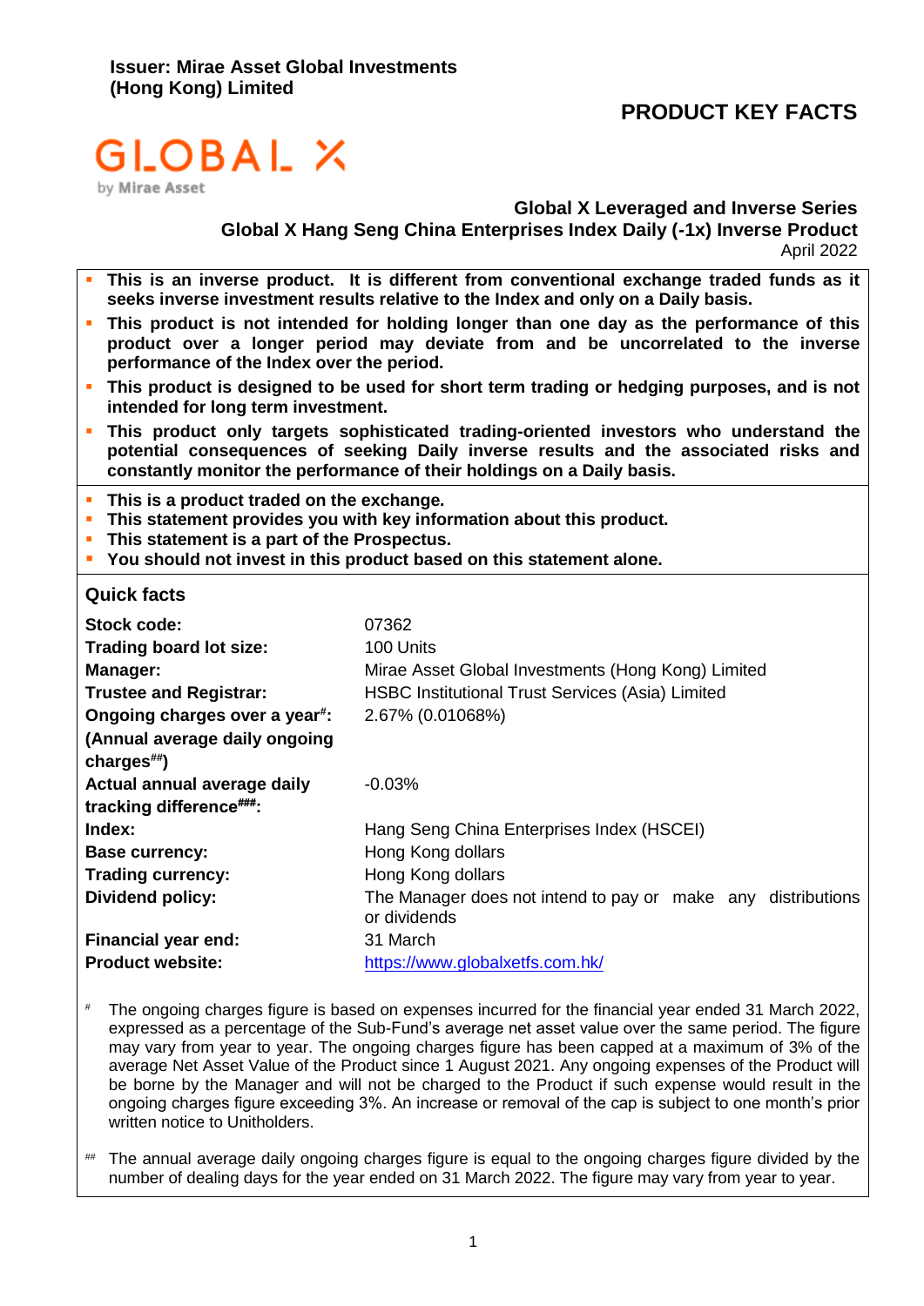**Issuer: Mirae Asset Global Investments (Hong Kong) Limited**

# PRODUCT KEY FACTS

GLOBAL X by Mirae Asset

**Global X Leveraged and Inverse Series**
**Global X Hang Seng China Enterprises Index Daily (-1x) Inverse Product**
April 2022

- **This is an inverse product. It is different from conventional exchange traded funds as it seeks inverse investment results relative to the Index and only on a Daily basis.**
- **This product is not intended for holding longer than one day as the performance of this product over a longer period may deviate from and be uncorrelated to the inverse performance of the Index over the period.**
- **This product is designed to be used for short term trading or hedging purposes, and is not intended for long term investment.**
- **This product only targets sophisticated trading-oriented investors who understand the potential consequences of seeking Daily inverse results and the associated risks and constantly monitor the performance of their holdings on a Daily basis.**

- **This is a product traded on the exchange.**
- **This statement provides you with key information about this product.**
- **This statement is a part of the Prospectus.**
- **You should not invest in this product based on this statement alone.**

## Quick facts

| | |
|---|---|
| **Stock code:** | 07362 |
| **Trading board lot size:** | 100 Units |
| **Manager:** | Mirae Asset Global Investments (Hong Kong) Limited |
| **Trustee and Registrar:** | HSBC Institutional Trust Services (Asia) Limited |
| **Ongoing charges over a year#:** **(Annual average daily ongoing charges##)** | 2.67% (0.01068%) |
| **Actual annual average daily tracking difference###:** | -0.03% |
| **Index:** | Hang Seng China Enterprises Index (HSCEI) |
| **Base currency:** | Hong Kong dollars |
| **Trading currency:** | Hong Kong dollars |
| **Dividend policy:** | The Manager does not intend to pay or make any distributions or dividends |
| **Financial year end:** | 31 March |
| **Product website:** | https://www.globalxetfs.com.hk/ |

# The ongoing charges figure is based on expenses incurred for the financial year ended 31 March 2022, expressed as a percentage of the Sub-Fund's average net asset value over the same period. The figure may vary from year to year. The ongoing charges figure has been capped at a maximum of 3% of the average Net Asset Value of the Product since 1 August 2021. Any ongoing expenses of the Product will be borne by the Manager and will not be charged to the Product if such expense would result in the ongoing charges figure exceeding 3%. An increase or removal of the cap is subject to one month's prior written notice to Unitholders.

## The annual average daily ongoing charges figure is equal to the ongoing charges figure divided by the number of dealing days for the year ended on 31 March 2022. The figure may vary from year to year.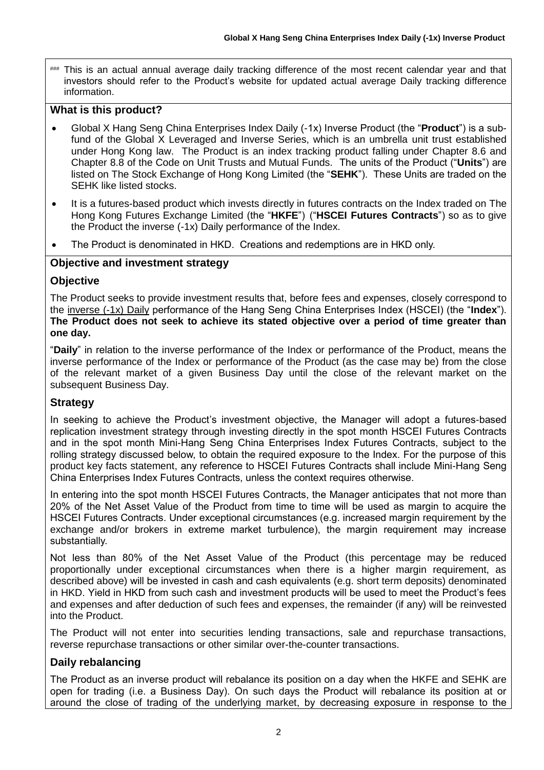### This is an actual annual average daily tracking difference of the most recent calendar year and that investors should refer to the Product's website for updated actual average Daily tracking difference information.

## What is this product?

- Global X Hang Seng China Enterprises Index Daily (-1x) Inverse Product (the "**Product**") is a sub-fund of the Global X Leveraged and Inverse Series, which is an umbrella unit trust established under Hong Kong law. The Product is an index tracking product falling under Chapter 8.6 and Chapter 8.8 of the Code on Unit Trusts and Mutual Funds. The units of the Product ("**Units**") are listed on The Stock Exchange of Hong Kong Limited (the "**SEHK**"). These Units are traded on the SEHK like listed stocks.
- It is a futures-based product which invests directly in futures contracts on the Index traded on The Hong Kong Futures Exchange Limited (the "**HKFE**") ("**HSCEI Futures Contracts**") so as to give the Product the inverse (-1x) Daily performance of the Index.
- The Product is denominated in HKD. Creations and redemptions are in HKD only.

## Objective and investment strategy

### Objective

The Product seeks to provide investment results that, before fees and expenses, closely correspond to the inverse (-1x) Daily performance of the Hang Seng China Enterprises Index (HSCEI) (the "**Index**"). **The Product does not seek to achieve its stated objective over a period of time greater than one day.**

"**Daily**" in relation to the inverse performance of the Index or performance of the Product, means the inverse performance of the Index or performance of the Product (as the case may be) from the close of the relevant market of a given Business Day until the close of the relevant market on the subsequent Business Day.

### Strategy

In seeking to achieve the Product's investment objective, the Manager will adopt a futures-based replication investment strategy through investing directly in the spot month HSCEI Futures Contracts and in the spot month Mini-Hang Seng China Enterprises Index Futures Contracts, subject to the rolling strategy discussed below, to obtain the required exposure to the Index. For the purpose of this product key facts statement, any reference to HSCEI Futures Contracts shall include Mini-Hang Seng China Enterprises Index Futures Contracts, unless the context requires otherwise.

In entering into the spot month HSCEI Futures Contracts, the Manager anticipates that not more than 20% of the Net Asset Value of the Product from time to time will be used as margin to acquire the HSCEI Futures Contracts. Under exceptional circumstances (e.g. increased margin requirement by the exchange and/or brokers in extreme market turbulence), the margin requirement may increase substantially.

Not less than 80% of the Net Asset Value of the Product (this percentage may be reduced proportionally under exceptional circumstances when there is a higher margin requirement, as described above) will be invested in cash and cash equivalents (e.g. short term deposits) denominated in HKD. Yield in HKD from such cash and investment products will be used to meet the Product's fees and expenses and after deduction of such fees and expenses, the remainder (if any) will be reinvested into the Product.

The Product will not enter into securities lending transactions, sale and repurchase transactions, reverse repurchase transactions or other similar over-the-counter transactions.

### Daily rebalancing

The Product as an inverse product will rebalance its position on a day when the HKFE and SEHK are open for trading (i.e. a Business Day). On such days the Product will rebalance its position at or around the close of trading of the underlying market, by decreasing exposure in response to the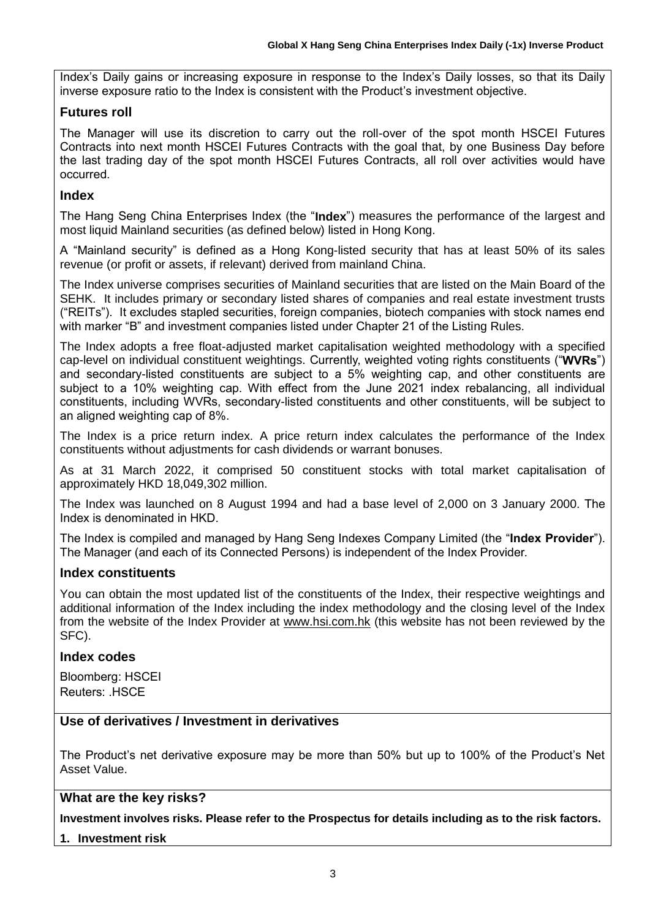Index's Daily gains or increasing exposure in response to the Index's Daily losses, so that its Daily inverse exposure ratio to the Index is consistent with the Product's investment objective.

### Futures roll

The Manager will use its discretion to carry out the roll-over of the spot month HSCEI Futures Contracts into next month HSCEI Futures Contracts with the goal that, by one Business Day before the last trading day of the spot month HSCEI Futures Contracts, all roll over activities would have occurred.

### Index

The Hang Seng China Enterprises Index (the "**Index**") measures the performance of the largest and most liquid Mainland securities (as defined below) listed in Hong Kong.

A "Mainland security" is defined as a Hong Kong-listed security that has at least 50% of its sales revenue (or profit or assets, if relevant) derived from mainland China.

The Index universe comprises securities of Mainland securities that are listed on the Main Board of the SEHK. It includes primary or secondary listed shares of companies and real estate investment trusts ("REITs"). It excludes stapled securities, foreign companies, biotech companies with stock names end with marker "B" and investment companies listed under Chapter 21 of the Listing Rules.

The Index adopts a free float-adjusted market capitalisation weighted methodology with a specified cap-level on individual constituent weightings. Currently, weighted voting rights constituents ("**WVRs**") and secondary-listed constituents are subject to a 5% weighting cap, and other constituents are subject to a 10% weighting cap. With effect from the June 2021 index rebalancing, all individual constituents, including WVRs, secondary-listed constituents and other constituents, will be subject to an aligned weighting cap of 8%.

The Index is a price return index. A price return index calculates the performance of the Index constituents without adjustments for cash dividends or warrant bonuses.

As at 31 March 2022, it comprised 50 constituent stocks with total market capitalisation of approximately HKD 18,049,302 million.

The Index was launched on 8 August 1994 and had a base level of 2,000 on 3 January 2000. The Index is denominated in HKD.

The Index is compiled and managed by Hang Seng Indexes Company Limited (the "**Index Provider**"). The Manager (and each of its Connected Persons) is independent of the Index Provider.

### Index constituents

You can obtain the most updated list of the constituents of the Index, their respective weightings and additional information of the Index including the index methodology and the closing level of the Index from the website of the Index Provider at www.hsi.com.hk (this website has not been reviewed by the SFC).

### Index codes

Bloomberg: HSCEI
Reuters: .HSCE

## Use of derivatives / Investment in derivatives

The Product's net derivative exposure may be more than 50% but up to 100% of the Product's Net Asset Value.

## What are the key risks?

**Investment involves risks. Please refer to the Prospectus for details including as to the risk factors.**

**1. Investment risk**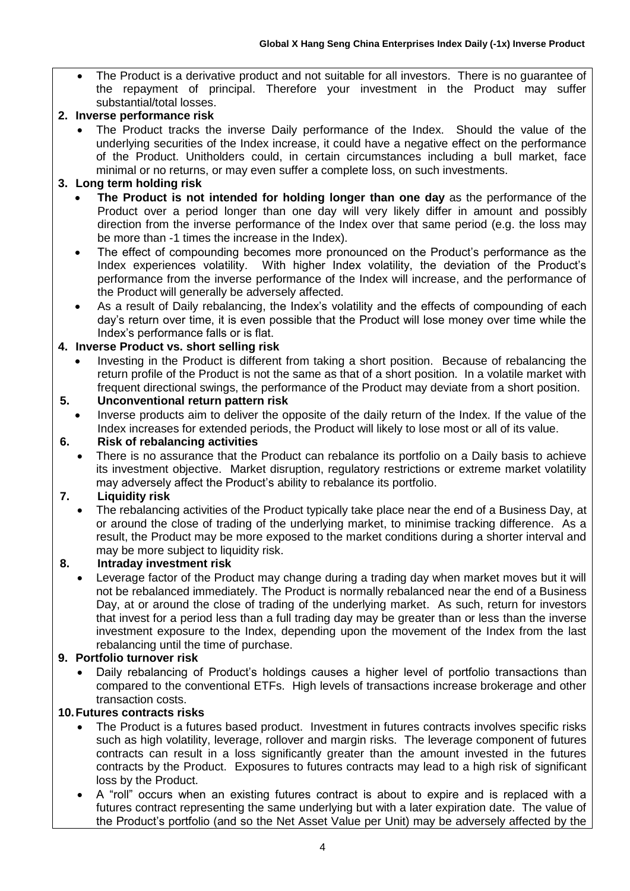- The Product is a derivative product and not suitable for all investors. There is no guarantee of the repayment of principal. Therefore your investment in the Product may suffer substantial/total losses.

**2. Inverse performance risk**

- The Product tracks the inverse Daily performance of the Index. Should the value of the underlying securities of the Index increase, it could have a negative effect on the performance of the Product. Unitholders could, in certain circumstances including a bull market, face minimal or no returns, or may even suffer a complete loss, on such investments.

**3. Long term holding risk**

- **The Product is not intended for holding longer than one day** as the performance of the Product over a period longer than one day will very likely differ in amount and possibly direction from the inverse performance of the Index over that same period (e.g. the loss may be more than -1 times the increase in the Index).
- The effect of compounding becomes more pronounced on the Product's performance as the Index experiences volatility. With higher Index volatility, the deviation of the Product's performance from the inverse performance of the Index will increase, and the performance of the Product will generally be adversely affected.
- As a result of Daily rebalancing, the Index's volatility and the effects of compounding of each day's return over time, it is even possible that the Product will lose money over time while the Index's performance falls or is flat.

**4. Inverse Product vs. short selling risk**

- Investing in the Product is different from taking a short position. Because of rebalancing the return profile of the Product is not the same as that of a short position. In a volatile market with frequent directional swings, the performance of the Product may deviate from a short position.

**5. Unconventional return pattern risk**

- Inverse products aim to deliver the opposite of the daily return of the Index. If the value of the Index increases for extended periods, the Product will likely to lose most or all of its value.

**6. Risk of rebalancing activities**

- There is no assurance that the Product can rebalance its portfolio on a Daily basis to achieve its investment objective. Market disruption, regulatory restrictions or extreme market volatility may adversely affect the Product's ability to rebalance its portfolio.

**7. Liquidity risk**

- The rebalancing activities of the Product typically take place near the end of a Business Day, at or around the close of trading of the underlying market, to minimise tracking difference. As a result, the Product may be more exposed to the market conditions during a shorter interval and may be more subject to liquidity risk.

**8. Intraday investment risk**

- Leverage factor of the Product may change during a trading day when market moves but it will not be rebalanced immediately. The Product is normally rebalanced near the end of a Business Day, at or around the close of trading of the underlying market. As such, return for investors that invest for a period less than a full trading day may be greater than or less than the inverse investment exposure to the Index, depending upon the movement of the Index from the last rebalancing until the time of purchase.

**9. Portfolio turnover risk**

- Daily rebalancing of Product's holdings causes a higher level of portfolio transactions than compared to the conventional ETFs. High levels of transactions increase brokerage and other transaction costs.

**10. Futures contracts risks**

- The Product is a futures based product. Investment in futures contracts involves specific risks such as high volatility, leverage, rollover and margin risks. The leverage component of futures contracts can result in a loss significantly greater than the amount invested in the futures contracts by the Product. Exposures to futures contracts may lead to a high risk of significant loss by the Product.
- A "roll" occurs when an existing futures contract is about to expire and is replaced with a futures contract representing the same underlying but with a later expiration date. The value of the Product's portfolio (and so the Net Asset Value per Unit) may be adversely affected by the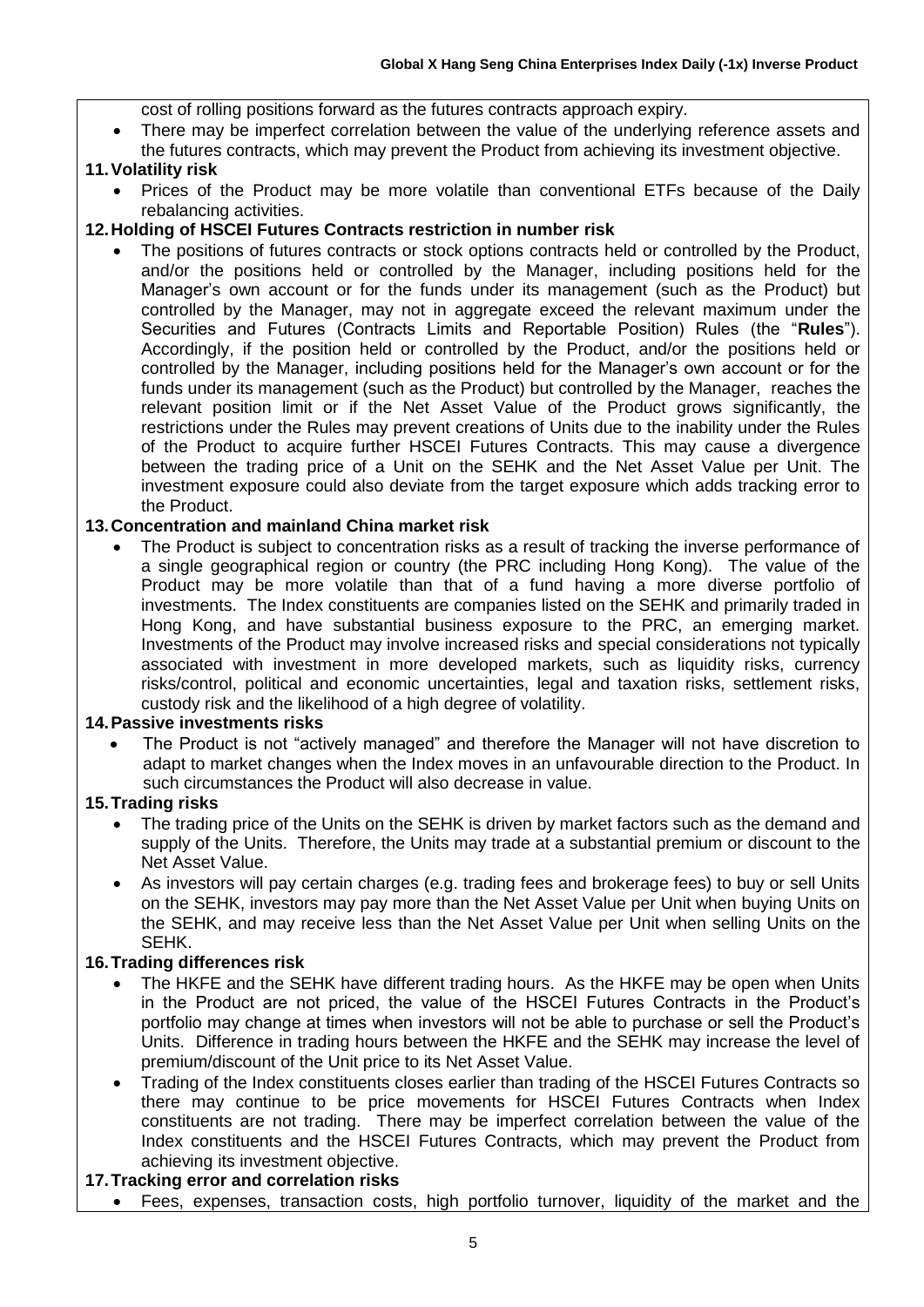cost of rolling positions forward as the futures contracts approach expiry.

- There may be imperfect correlation between the value of the underlying reference assets and the futures contracts, which may prevent the Product from achieving its investment objective.

**11. Volatility risk**

- Prices of the Product may be more volatile than conventional ETFs because of the Daily rebalancing activities.

**12. Holding of HSCEI Futures Contracts restriction in number risk**

- The positions of futures contracts or stock options contracts held or controlled by the Product, and/or the positions held or controlled by the Manager, including positions held for the Manager's own account or for the funds under its management (such as the Product) but controlled by the Manager, may not in aggregate exceed the relevant maximum under the Securities and Futures (Contracts Limits and Reportable Position) Rules (the "**Rules**"). Accordingly, if the position held or controlled by the Product, and/or the positions held or controlled by the Manager, including positions held for the Manager's own account or for the funds under its management (such as the Product) but controlled by the Manager, reaches the relevant position limit or if the Net Asset Value of the Product grows significantly, the restrictions under the Rules may prevent creations of Units due to the inability under the Rules of the Product to acquire further HSCEI Futures Contracts. This may cause a divergence between the trading price of a Unit on the SEHK and the Net Asset Value per Unit. The investment exposure could also deviate from the target exposure which adds tracking error to the Product.

**13. Concentration and mainland China market risk**

- The Product is subject to concentration risks as a result of tracking the inverse performance of a single geographical region or country (the PRC including Hong Kong). The value of the Product may be more volatile than that of a fund having a more diverse portfolio of investments. The Index constituents are companies listed on the SEHK and primarily traded in Hong Kong, and have substantial business exposure to the PRC, an emerging market. Investments of the Product may involve increased risks and special considerations not typically associated with investment in more developed markets, such as liquidity risks, currency risks/control, political and economic uncertainties, legal and taxation risks, settlement risks, custody risk and the likelihood of a high degree of volatility.

**14. Passive investments risks**

- The Product is not "actively managed" and therefore the Manager will not have discretion to adapt to market changes when the Index moves in an unfavourable direction to the Product. In such circumstances the Product will also decrease in value.

**15. Trading risks**

- The trading price of the Units on the SEHK is driven by market factors such as the demand and supply of the Units. Therefore, the Units may trade at a substantial premium or discount to the Net Asset Value.
- As investors will pay certain charges (e.g. trading fees and brokerage fees) to buy or sell Units on the SEHK, investors may pay more than the Net Asset Value per Unit when buying Units on the SEHK, and may receive less than the Net Asset Value per Unit when selling Units on the SEHK.

**16. Trading differences risk**

- The HKFE and the SEHK have different trading hours. As the HKFE may be open when Units in the Product are not priced, the value of the HSCEI Futures Contracts in the Product's portfolio may change at times when investors will not be able to purchase or sell the Product's Units. Difference in trading hours between the HKFE and the SEHK may increase the level of premium/discount of the Unit price to its Net Asset Value.
- Trading of the Index constituents closes earlier than trading of the HSCEI Futures Contracts so there may continue to be price movements for HSCEI Futures Contracts when Index constituents are not trading. There may be imperfect correlation between the value of the Index constituents and the HSCEI Futures Contracts, which may prevent the Product from achieving its investment objective.

**17. Tracking error and correlation risks**

- Fees, expenses, transaction costs, high portfolio turnover, liquidity of the market and the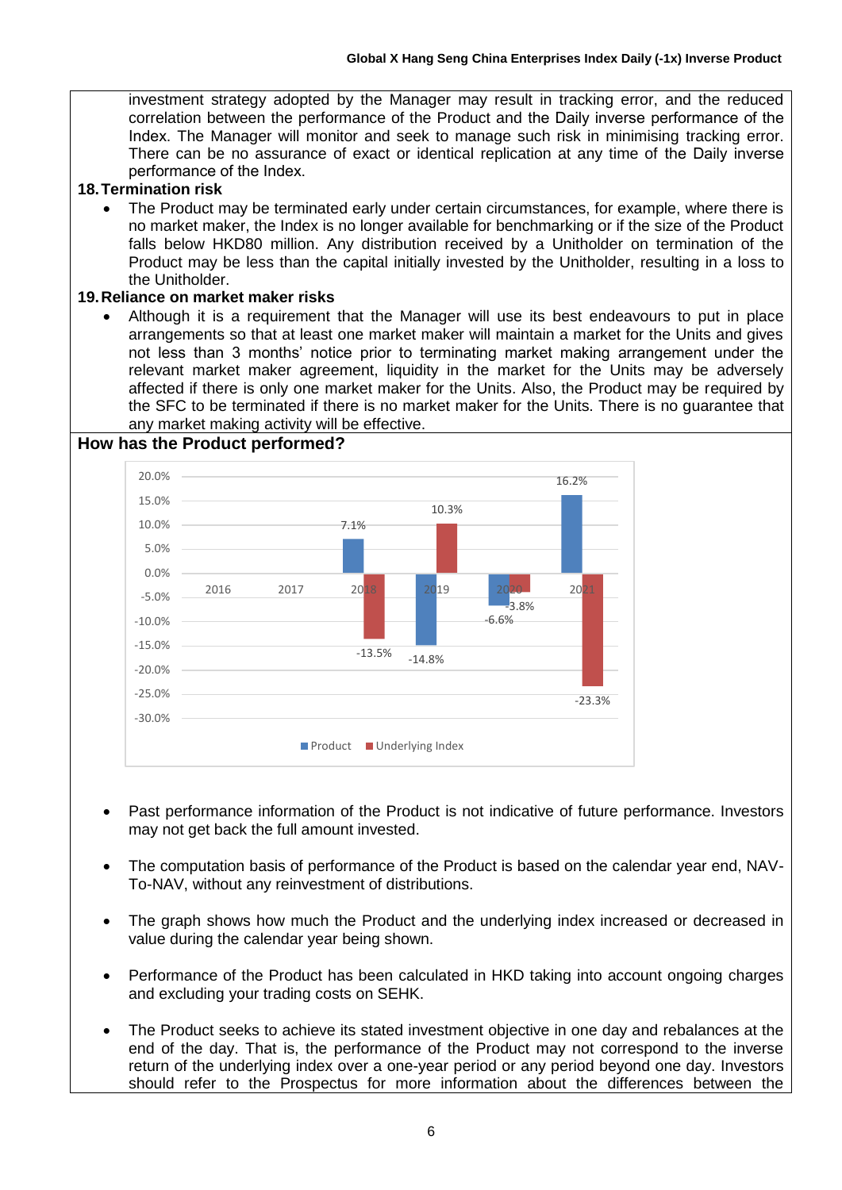investment strategy adopted by the Manager may result in tracking error, and the reduced correlation between the performance of the Product and the Daily inverse performance of the Index. The Manager will monitor and seek to manage such risk in minimising tracking error. There can be no assurance of exact or identical replication at any time of the Daily inverse performance of the Index.

**18. Termination risk**

- The Product may be terminated early under certain circumstances, for example, where there is no market maker, the Index is no longer available for benchmarking or if the size of the Product falls below HKD80 million. Any distribution received by a Unitholder on termination of the Product may be less than the capital initially invested by the Unitholder, resulting in a loss to the Unitholder.

**19. Reliance on market maker risks**

- Although it is a requirement that the Manager will use its best endeavours to put in place arrangements so that at least one market maker will maintain a market for the Units and gives not less than 3 months' notice prior to terminating market making arrangement under the relevant market maker agreement, liquidity in the market for the Units may be adversely affected if there is only one market maker for the Units. Also, the Product may be required by the SFC to be terminated if there is no market maker for the Units. There is no guarantee that any market making activity will be effective.

## How has the Product performed?

| | 2016 | 2017 | 2018 | 2019 | 2020 | 2021 |
|---|---|---|---|---|---|---|
| Product | | | 7.1% | -14.8% | -6.6% | 16.2% |
| Underlying Index | | | -13.5% | 10.3% | -3.8% | -23.3% |

- Past performance information of the Product is not indicative of future performance. Investors may not get back the full amount invested.
- The computation basis of performance of the Product is based on the calendar year end, NAV-To-NAV, without any reinvestment of distributions.
- The graph shows how much the Product and the underlying index increased or decreased in value during the calendar year being shown.
- Performance of the Product has been calculated in HKD taking into account ongoing charges and excluding your trading costs on SEHK.
- The Product seeks to achieve its stated investment objective in one day and rebalances at the end of the day. That is, the performance of the Product may not correspond to the inverse return of the underlying index over a one-year period or any period beyond one day. Investors should refer to the Prospectus for more information about the differences between the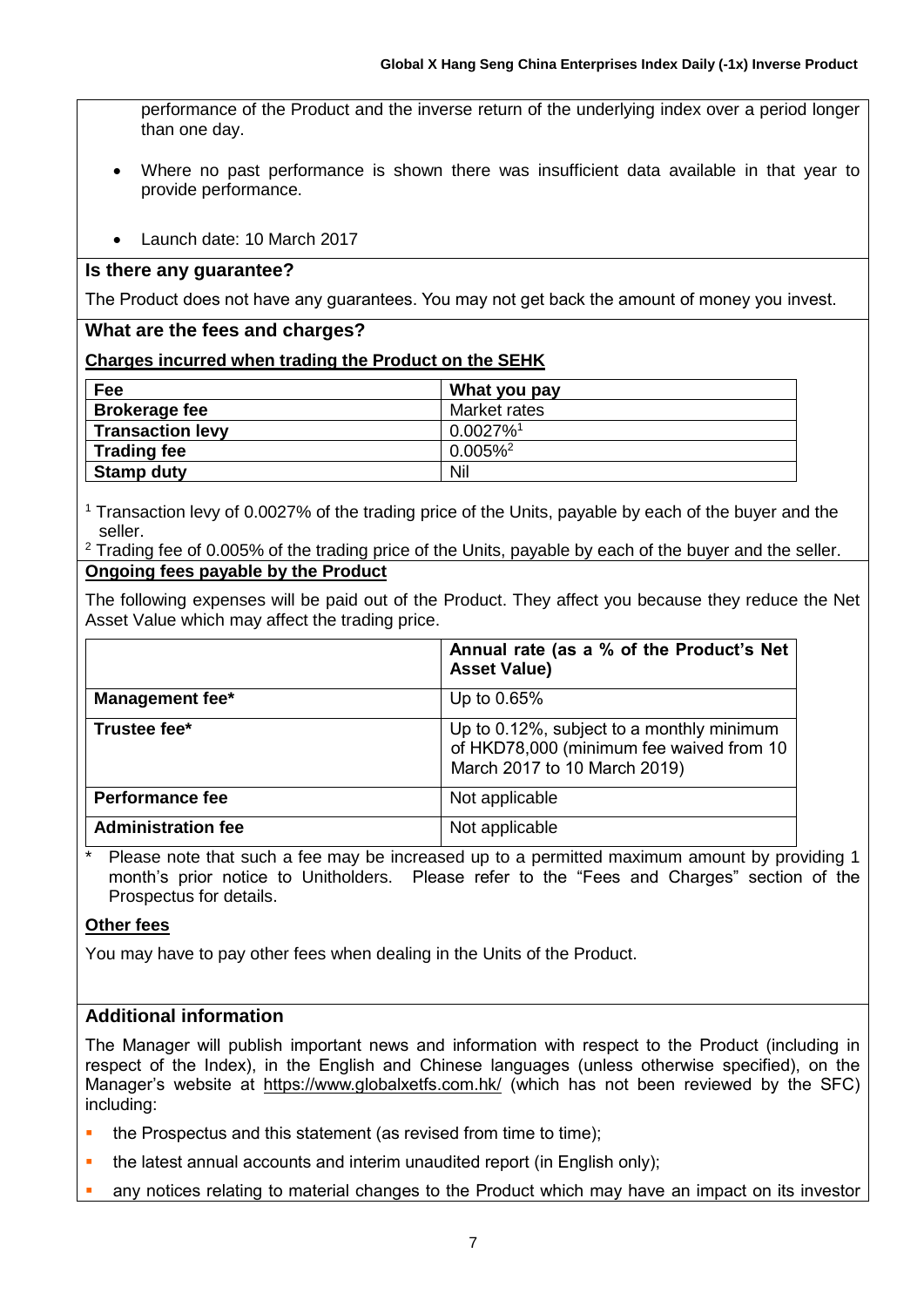performance of the Product and the inverse return of the underlying index over a period longer than one day.

- Where no past performance is shown there was insufficient data available in that year to provide performance.
- Launch date: 10 March 2017

### Is there any guarantee?

The Product does not have any guarantees. You may not get back the amount of money you invest.

### What are the fees and charges?

**Charges incurred when trading the Product on the SEHK**

| Fee | What you pay |
|---|---|
| **Brokerage fee** | Market rates |
| **Transaction levy** | 0.0027%[1] |
| **Trading fee** | 0.005%[2] |
| **Stamp duty** | Nil |

[1] Transaction levy of 0.0027% of the trading price of the Units, payable by each of the buyer and the seller.
[2] Trading fee of 0.005% of the trading price of the Units, payable by each of the buyer and the seller.

**Ongoing fees payable by the Product**

The following expenses will be paid out of the Product. They affect you because they reduce the Net Asset Value which may affect the trading price.

| | Annual rate (as a % of the Product's Net Asset Value) |
|---|---|
| **Management fee*** | Up to 0.65% |
| **Trustee fee*** | Up to 0.12%, subject to a monthly minimum of HKD78,000 (minimum fee waived from 10 March 2017 to 10 March 2019) |
| **Performance fee** | Not applicable |
| **Administration fee** | Not applicable |

\* Please note that such a fee may be increased up to a permitted maximum amount by providing 1 month's prior notice to Unitholders. Please refer to the "Fees and Charges" section of the Prospectus for details.

**Other fees**

You may have to pay other fees when dealing in the Units of the Product.

### Additional information

The Manager will publish important news and information with respect to the Product (including in respect of the Index), in the English and Chinese languages (unless otherwise specified), on the Manager's website at https://www.globalxetfs.com.hk/ (which has not been reviewed by the SFC) including:

- the Prospectus and this statement (as revised from time to time);
- the latest annual accounts and interim unaudited report (in English only);
- any notices relating to material changes to the Product which may have an impact on its investor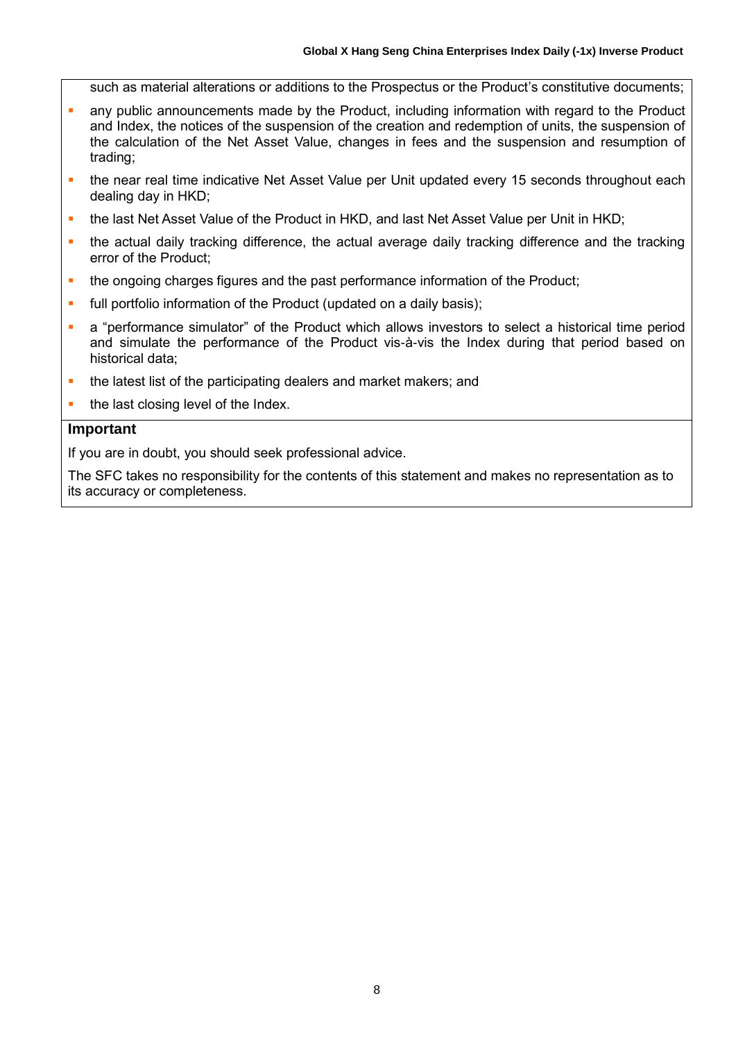such as material alterations or additions to the Prospectus or the Product's constitutive documents;

- any public announcements made by the Product, including information with regard to the Product and Index, the notices of the suspension of the creation and redemption of units, the suspension of the calculation of the Net Asset Value, changes in fees and the suspension and resumption of trading;
- the near real time indicative Net Asset Value per Unit updated every 15 seconds throughout each dealing day in HKD;
- the last Net Asset Value of the Product in HKD, and last Net Asset Value per Unit in HKD;
- the actual daily tracking difference, the actual average daily tracking difference and the tracking error of the Product;
- the ongoing charges figures and the past performance information of the Product;
- full portfolio information of the Product (updated on a daily basis);
- a "performance simulator" of the Product which allows investors to select a historical time period and simulate the performance of the Product vis-à-vis the Index during that period based on historical data;
- the latest list of the participating dealers and market makers; and
- the last closing level of the Index.

**Important**

If you are in doubt, you should seek professional advice.

The SFC takes no responsibility for the contents of this statement and makes no representation as to its accuracy or completeness.